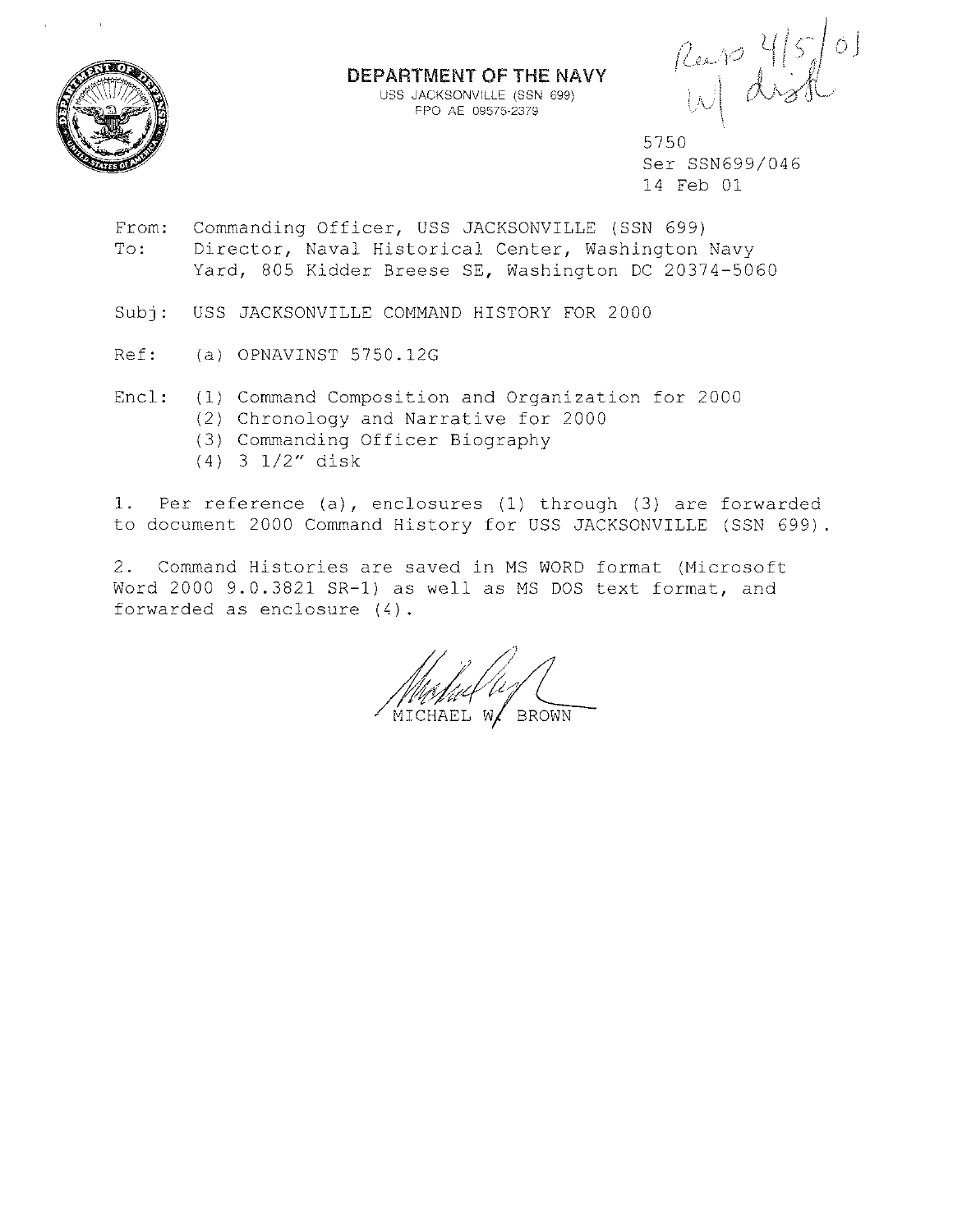**DEPARTMENT OF THE NAVY**
USS JACKSONVILLE (SSN 699)
FPO AE 09575-2379

Recd 4/5/01
w/ disk

5750
Ser SSN699/046
14 Feb 01

From: Commanding Officer, USS JACKSONVILLE (SSN 699)
To: Director, Naval Historical Center, Washington Navy Yard, 805 Kidder Breese SE, Washington DC 20374-5060

Subj: USS JACKSONVILLE COMMAND HISTORY FOR 2000

Ref: (a) OPNAVINST 5750.12G

Encl: (1) Command Composition and Organization for 2000
(2) Chronology and Narrative for 2000
(3) Commanding Officer Biography
(4) 3 1/2" disk

1. Per reference (a), enclosures (1) through (3) are forwarded to document 2000 Command History for USS JACKSONVILLE (SSN 699).

2. Command Histories are saved in MS WORD format (Microsoft Word 2000 9.0.3821 SR-1) as well as MS DOS text format, and forwarded as enclosure (4).

MICHAEL W. BROWN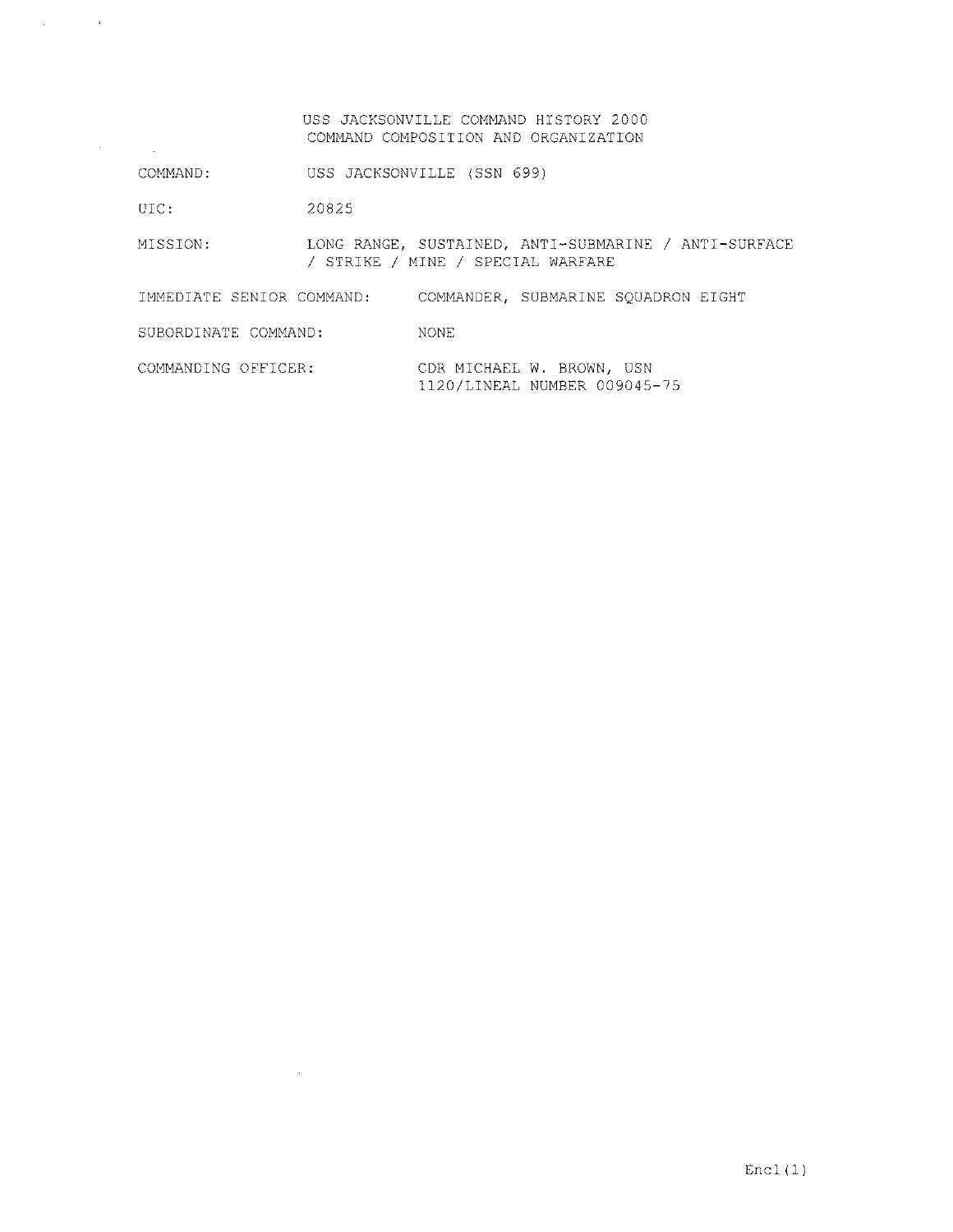# USS JACKSONVILLE COMMAND HISTORY 2000
## COMMAND COMPOSITION AND ORGANIZATION

COMMAND: USS JACKSONVILLE (SSN 699)

UIC: 20825

MISSION: LONG RANGE, SUSTAINED, ANTI-SUBMARINE / ANTI-SURFACE / STRIKE / MINE / SPECIAL WARFARE

IMMEDIATE SENIOR COMMAND: COMMANDER, SUBMARINE SQUADRON EIGHT

SUBORDINATE COMMAND: NONE

COMMANDING OFFICER: CDR MICHAEL W. BROWN, USN
1120/LINEAL NUMBER 009045-75

Encl(1)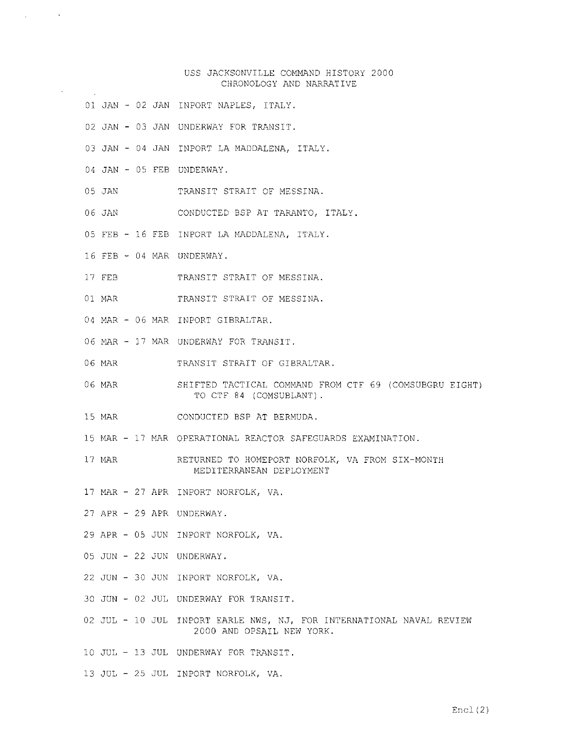# USS JACKSONVILLE COMMAND HISTORY 2000
## CHRONOLOGY AND NARRATIVE

| | |
|---|---|
| 01 JAN - 02 JAN | INPORT NAPLES, ITALY. |
| 02 JAN - 03 JAN | UNDERWAY FOR TRANSIT. |
| 03 JAN - 04 JAN | INPORT LA MADDALENA, ITALY. |
| 04 JAN - 05 FEB | UNDERWAY. |
| 05 JAN | TRANSIT STRAIT OF MESSINA. |
| 06 JAN | CONDUCTED BSP AT TARANTO, ITALY. |
| 05 FEB - 16 FEB | INPORT LA MADDALENA, ITALY. |
| 16 FEB - 04 MAR | UNDERWAY. |
| 17 FEB | TRANSIT STRAIT OF MESSINA. |
| 01 MAR | TRANSIT STRAIT OF MESSINA. |
| 04 MAR - 06 MAR | INPORT GIBRALTAR. |
| 06 MAR - 17 MAR | UNDERWAY FOR TRANSIT. |
| 06 MAR | TRANSIT STRAIT OF GIBRALTAR. |
| 06 MAR | SHIFTED TACTICAL COMMAND FROM CTF 69 (COMSUBGRU EIGHT) TO CTF 84 (COMSUBLANT). |
| 15 MAR | CONDUCTED BSP AT BERMUDA. |
| 15 MAR - 17 MAR | OPERATIONAL REACTOR SAFEGUARDS EXAMINATION. |
| 17 MAR | RETURNED TO HOMEPORT NORFOLK, VA FROM SIX-MONTH MEDITERRANEAN DEPLOYMENT |
| 17 MAR - 27 APR | INPORT NORFOLK, VA. |
| 27 APR - 29 APR | UNDERWAY. |
| 29 APR - 05 JUN | INPORT NORFOLK, VA. |
| 05 JUN - 22 JUN | UNDERWAY. |
| 22 JUN - 30 JUN | INPORT NORFOLK, VA. |
| 30 JUN - 02 JUL | UNDERWAY FOR TRANSIT. |
| 02 JUL - 10 JUL | INPORT EARLE NWS, NJ, FOR INTERNATIONAL NAVAL REVIEW 2000 AND OPSAIL NEW YORK. |
| 10 JUL - 13 JUL | UNDERWAY FOR TRANSIT. |
| 13 JUL - 25 JUL | INPORT NORFOLK, VA. |

Encl(2)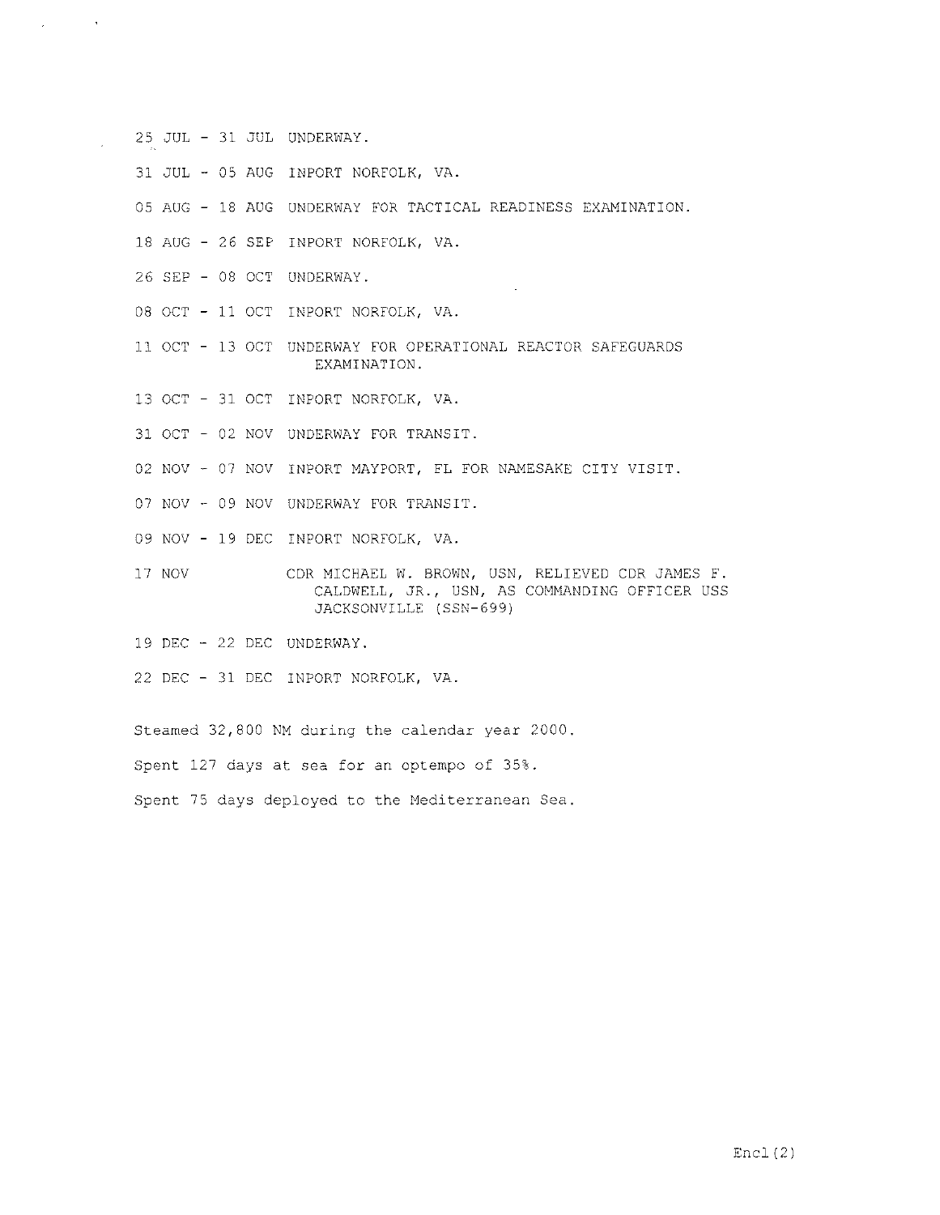| | |
|---|---|
| 25 JUL - 31 JUL | UNDERWAY. |
| 31 JUL - 05 AUG | INPORT NORFOLK, VA. |
| 05 AUG - 18 AUG | UNDERWAY FOR TACTICAL READINESS EXAMINATION. |
| 18 AUG - 26 SEP | INPORT NORFOLK, VA. |
| 26 SEP - 08 OCT | UNDERWAY. |
| 08 OCT - 11 OCT | INPORT NORFOLK, VA. |
| 11 OCT - 13 OCT | UNDERWAY FOR OPERATIONAL REACTOR SAFEGUARDS EXAMINATION. |
| 13 OCT - 31 OCT | INPORT NORFOLK, VA. |
| 31 OCT - 02 NOV | UNDERWAY FOR TRANSIT. |
| 02 NOV - 07 NOV | INPORT MAYPORT, FL FOR NAMESAKE CITY VISIT. |
| 07 NOV - 09 NOV | UNDERWAY FOR TRANSIT. |
| 09 NOV - 19 DEC | INPORT NORFOLK, VA. |
| 17 NOV | CDR MICHAEL W. BROWN, USN, RELIEVED CDR JAMES F. CALDWELL, JR., USN, AS COMMANDING OFFICER USS JACKSONVILLE (SSN-699) |
| 19 DEC - 22 DEC | UNDERWAY. |
| 22 DEC - 31 DEC | INPORT NORFOLK, VA. |

Steamed 32,800 NM during the calendar year 2000.

Spent 127 days at sea for an optempo of 35%.

Spent 75 days deployed to the Mediterranean Sea.

Encl(2)